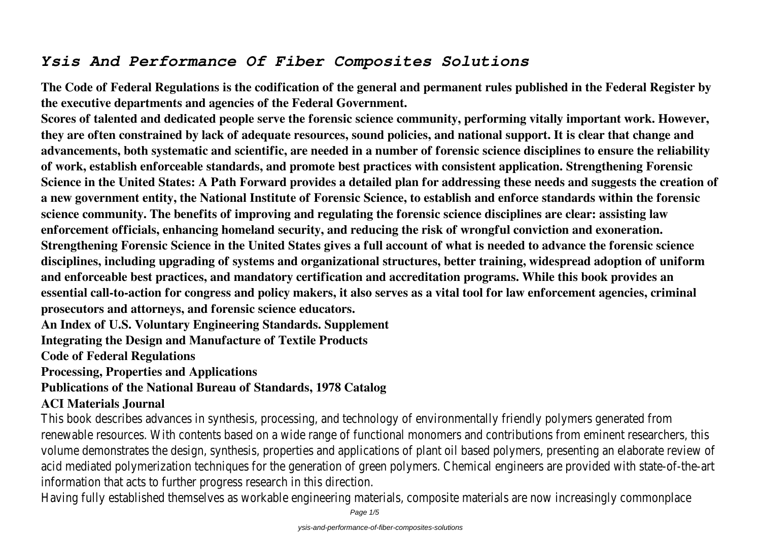# *Ysis And Performance Of Fiber Composites Solutions*

**The Code of Federal Regulations is the codification of the general and permanent rules published in the Federal Register by the executive departments and agencies of the Federal Government.**

**Scores of talented and dedicated people serve the forensic science community, performing vitally important work. However, they are often constrained by lack of adequate resources, sound policies, and national support. It is clear that change and advancements, both systematic and scientific, are needed in a number of forensic science disciplines to ensure the reliability of work, establish enforceable standards, and promote best practices with consistent application. Strengthening Forensic Science in the United States: A Path Forward provides a detailed plan for addressing these needs and suggests the creation of a new government entity, the National Institute of Forensic Science, to establish and enforce standards within the forensic science community. The benefits of improving and regulating the forensic science disciplines are clear: assisting law enforcement officials, enhancing homeland security, and reducing the risk of wrongful conviction and exoneration. Strengthening Forensic Science in the United States gives a full account of what is needed to advance the forensic science disciplines, including upgrading of systems and organizational structures, better training, widespread adoption of uniform and enforceable best practices, and mandatory certification and accreditation programs. While this book provides an essential call-to-action for congress and policy makers, it also serves as a vital tool for law enforcement agencies, criminal prosecutors and attorneys, and forensic science educators.**

**An Index of U.S. Voluntary Engineering Standards. Supplement**

**Integrating the Design and Manufacture of Textile Products**

**Code of Federal Regulations**

**Processing, Properties and Applications**

**Publications of the National Bureau of Standards, 1978 Catalog**

**ACI Materials Journal**

This book describes advances in synthesis, processing, and technology of environmentally friendly polymers generated from renewable resources. With contents based on a wide range of functional monomers and contributions from eminent researchers, this volume demonstrates the design, synthesis, properties and applications of plant oil based polymers, presenting an elaborate review of acid mediated polymerization techniques for the generation of green polymers. Chemical engineers are provided with state-of-the-art information that acts to further progress research in this direction.

Having fully established themselves as workable engineering materials, composite materials are now increasingly commonplace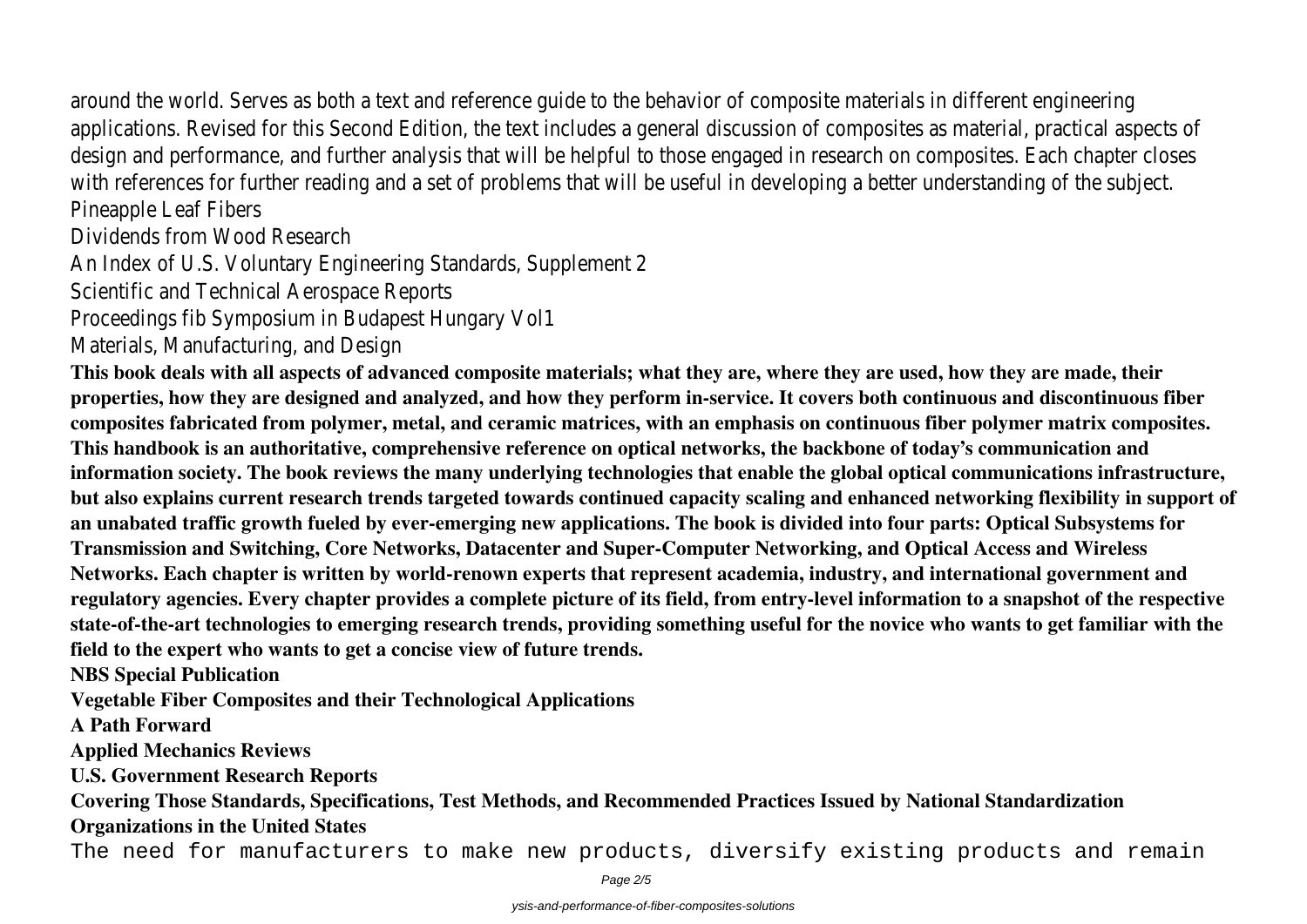around the world. Serves as both a text and reference guide to the behavior of composite materials in different engineering applications. Revised for this Second Edition, the text includes a general discussion of composites as material, practical aspects of design and performance, and further analysis that will be helpful to those engaged in research on composites. Each chapter closes with references for further reading and a set of problems that will be useful in developing a better understanding of the subject.

Pineapple Leaf Fibers

Dividends from Wood Research

An Index of U.S. Voluntary Engineering Standards, Supplement 2

Scientific and Technical Aerospace Reports

Proceedings fib Symposium in Budapest Hungary Vol1

Materials, Manufacturing, and Design

**This book deals with all aspects of advanced composite materials; what they are, where they are used, how they are made, their properties, how they are designed and analyzed, and how they perform in-service. It covers both continuous and discontinuous fiber composites fabricated from polymer, metal, and ceramic matrices, with an emphasis on continuous fiber polymer matrix composites.**

**This handbook is an authoritative, comprehensive reference on optical networks, the backbone of today's communication and information society. The book reviews the many underlying technologies that enable the global optical communications infrastructure, but also explains current research trends targeted towards continued capacity scaling and enhanced networking flexibility in support of an unabated traffic growth fueled by ever-emerging new applications. The book is divided into four parts: Optical Subsystems for Transmission and Switching, Core Networks, Datacenter and Super-Computer Networking, and Optical Access and Wireless Networks. Each chapter is written by world-renown experts that represent academia, industry, and international government and regulatory agencies. Every chapter provides a complete picture of its field, from entry-level information to a snapshot of the respective state-of-the-art technologies to emerging research trends, providing something useful for the novice who wants to get familiar with the field to the expert who wants to get a concise view of future trends.**

**NBS Special Publication**

**Vegetable Fiber Composites and their Technological Applications**

**A Path Forward**

**Applied Mechanics Reviews**

**U.S. Government Research Reports**

**Covering Those Standards, Specifications, Test Methods, and Recommended Practices Issued by National Standardization Organizations in the United States**

The need for manufacturers to make new products, diversify existing products and remain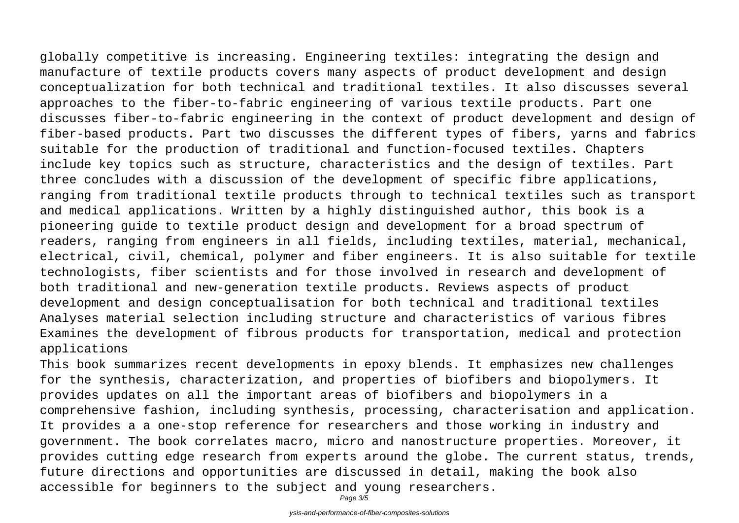globally competitive is increasing. Engineering textiles: integrating the design and manufacture of textile products covers many aspects of product development and design conceptualization for both technical and traditional textiles. It also discusses several approaches to the fiber-to-fabric engineering of various textile products. Part one discusses fiber-to-fabric engineering in the context of product development and design of fiber-based products. Part two discusses the different types of fibers, yarns and fabrics suitable for the production of traditional and function-focused textiles. Chapters include key topics such as structure, characteristics and the design of textiles. Part three concludes with a discussion of the development of specific fibre applications, ranging from traditional textile products through to technical textiles such as transport and medical applications. Written by a highly distinguished author, this book is a pioneering guide to textile product design and development for a broad spectrum of readers, ranging from engineers in all fields, including textiles, material, mechanical, electrical, civil, chemical, polymer and fiber engineers. It is also suitable for textile technologists, fiber scientists and for those involved in research and development of both traditional and new-generation textile products. Reviews aspects of product development and design conceptualisation for both technical and traditional textiles Analyses material selection including structure and characteristics of various fibres Examines the development of fibrous products for transportation, medical and protection applications

This book summarizes recent developments in epoxy blends. It emphasizes new challenges for the synthesis, characterization, and properties of biofibers and biopolymers. It provides updates on all the important areas of biofibers and biopolymers in a comprehensive fashion, including synthesis, processing, characterisation and application. It provides a a one-stop reference for researchers and those working in industry and government. The book correlates macro, micro and nanostructure properties. Moreover, it provides cutting edge research from experts around the globe. The current status, trends, future directions and opportunities are discussed in detail, making the book also accessible for beginners to the subject and young researchers.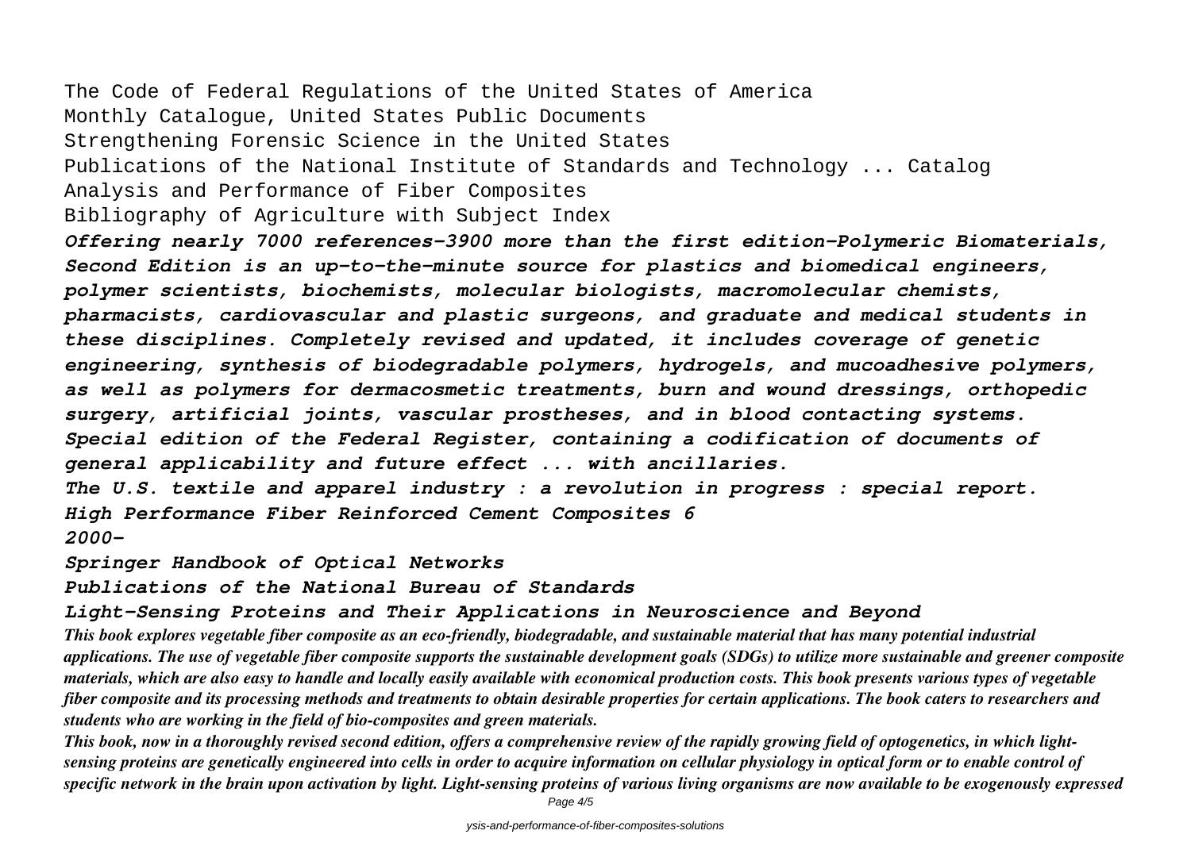The Code of Federal Regulations of the United States of America
Monthly Catalogue, United States Public Documents
Strengthening Forensic Science in the United States
Publications of the National Institute of Standards and Technology ... Catalog
Analysis and Performance of Fiber Composites
Bibliography of Agriculture with Subject Index

***Offering nearly 7000 references-3900 more than the first edition-Polymeric Biomaterials, Second Edition is an up-to-the-minute source for plastics and biomedical engineers, polymer scientists, biochemists, molecular biologists, macromolecular chemists, pharmacists, cardiovascular and plastic surgeons, and graduate and medical students in these disciplines. Completely revised and updated, it includes coverage of genetic engineering, synthesis of biodegradable polymers, hydrogels, and mucoadhesive polymers, as well as polymers for dermacosmetic treatments, burn and wound dressings, orthopedic surgery, artificial joints, vascular prostheses, and in blood contacting systems.***

***Special edition of the Federal Register, containing a codification of documents of general applicability and future effect ... with ancillaries.***

***The U.S. textile and apparel industry : a revolution in progress : special report.***

***High Performance Fiber Reinforced Cement Composites 6***

***2000-***

***Springer Handbook of Optical Networks***

***Publications of the National Bureau of Standards***

***Light-Sensing Proteins and Their Applications in Neuroscience and Beyond***

***This book explores vegetable fiber composite as an eco-friendly, biodegradable, and sustainable material that has many potential industrial applications. The use of vegetable fiber composite supports the sustainable development goals (SDGs) to utilize more sustainable and greener composite materials, which are also easy to handle and locally easily available with economical production costs. This book presents various types of vegetable fiber composite and its processing methods and treatments to obtain desirable properties for certain applications. The book caters to researchers and students who are working in the field of bio-composites and green materials.***

***This book, now in a thoroughly revised second edition, offers a comprehensive review of the rapidly growing field of optogenetics, in which light-sensing proteins are genetically engineered into cells in order to acquire information on cellular physiology in optical form or to enable control of specific network in the brain upon activation by light. Light-sensing proteins of various living organisms are now available to be exogenously expressed***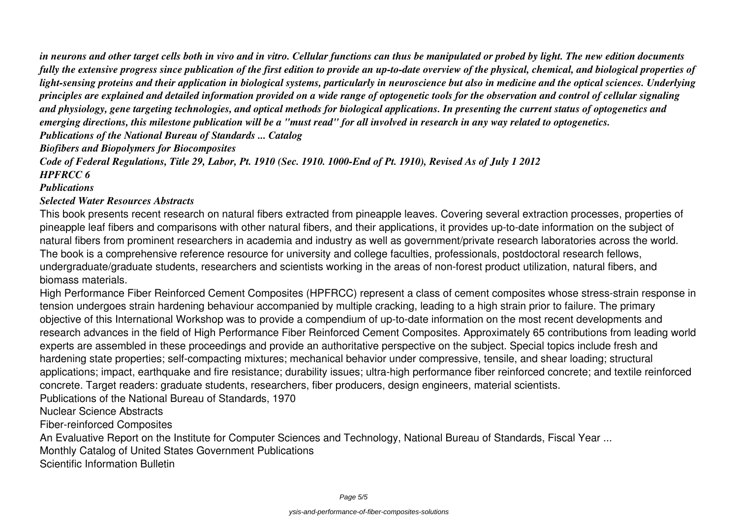*in neurons and other target cells both in vivo and in vitro. Cellular functions can thus be manipulated or probed by light. The new edition documents fully the extensive progress since publication of the first edition to provide an up-to-date overview of the physical, chemical, and biological properties of light-sensing proteins and their application in biological systems, particularly in neuroscience but also in medicine and the optical sciences. Underlying principles are explained and detailed information provided on a wide range of optogenetic tools for the observation and control of cellular signaling and physiology, gene targeting technologies, and optical methods for biological applications. In presenting the current status of optogenetics and emerging directions, this milestone publication will be a "must read" for all involved in research in any way related to optogenetics.*

***Publications of the National Bureau of Standards ... Catalog***

***Biofibers and Biopolymers for Biocomposites***

***Code of Federal Regulations, Title 29, Labor, Pt. 1910 (Sec. 1910. 1000-End of Pt. 1910), Revised As of July 1 2012***

***HPFRCC 6***

***Publications***

***Selected Water Resources Abstracts***

This book presents recent research on natural fibers extracted from pineapple leaves. Covering several extraction processes, properties of pineapple leaf fibers and comparisons with other natural fibers, and their applications, it provides up-to-date information on the subject of natural fibers from prominent researchers in academia and industry as well as government/private research laboratories across the world. The book is a comprehensive reference resource for university and college faculties, professionals, postdoctoral research fellows, undergraduate/graduate students, researchers and scientists working in the areas of non-forest product utilization, natural fibers, and biomass materials.

High Performance Fiber Reinforced Cement Composites (HPFRCC) represent a class of cement composites whose stress-strain response in tension undergoes strain hardening behaviour accompanied by multiple cracking, leading to a high strain prior to failure. The primary objective of this International Workshop was to provide a compendium of up-to-date information on the most recent developments and research advances in the field of High Performance Fiber Reinforced Cement Composites. Approximately 65 contributions from leading world experts are assembled in these proceedings and provide an authoritative perspective on the subject. Special topics include fresh and hardening state properties; self-compacting mixtures; mechanical behavior under compressive, tensile, and shear loading; structural applications; impact, earthquake and fire resistance; durability issues; ultra-high performance fiber reinforced concrete; and textile reinforced concrete. Target readers: graduate students, researchers, fiber producers, design engineers, material scientists.

Publications of the National Bureau of Standards, 1970

Nuclear Science Abstracts

Fiber-reinforced Composites

An Evaluative Report on the Institute for Computer Sciences and Technology, National Bureau of Standards, Fiscal Year ...

Monthly Catalog of United States Government Publications

Scientific Information Bulletin